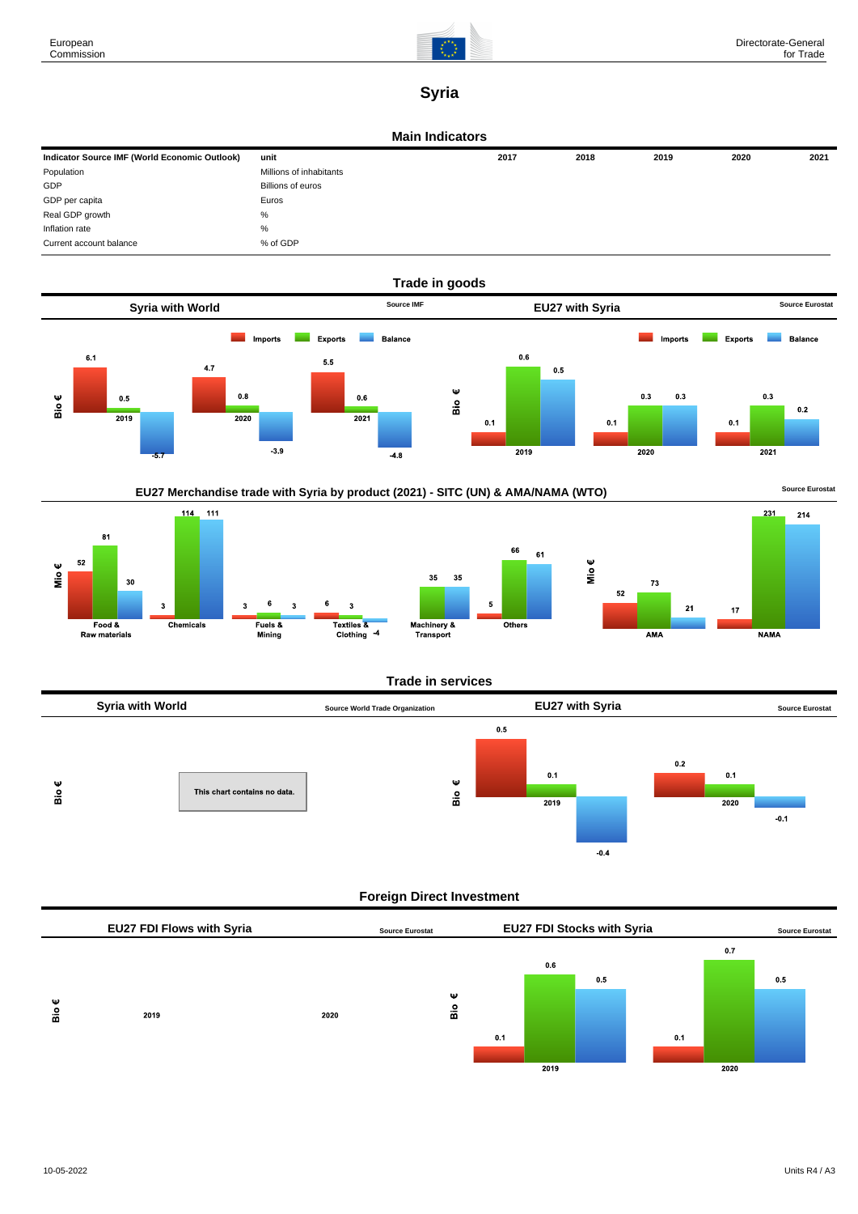# Syria

## Main Indicators

| Indicator Source IMF (World Economic Outlook) | unit | 2017 | 2018 | 2019 | 2020 | 2021 |
|---|---|---|---|---|---|---|
| Population | Millions of inhabitants | | | | | |
| GDP | Billions of euros | | | | | |
| GDP per capita | Euros | | | | | |
| Real GDP growth | % | | | | | |
| Inflation rate | % | | | | | |
| Current account balance | % of GDP | | | | | |

## Trade in goods

### Syria with World

Source IMF

Bio €

| | Imports | Exports | Balance |
|---|---|---|---|
| 2019 | 6.1 | 0.5 | -5.7 |
| 2020 | 4.7 | 0.8 | -3.9 |
| 2021 | 5.5 | 0.6 | -4.8 |

### EU27 with Syria

Source Eurostat

Bio €

| | Imports | Exports | Balance |
|---|---|---|---|
| 2019 | 0.1 | 0.6 | 0.5 |
| 2020 | 0.1 | 0.3 | 0.3 |
| 2021 | 0.1 | 0.3 | 0.2 |

### EU27 Merchandise trade with Syria by product (2021) - SITC (UN) & AMA/NAMA (WTO)

Source Eurostat

Mio €

| | Imports | Exports | Balance |
|---|---|---|---|
| Food & Raw materials | 52 | 81 | 30 |
| Chemicals | 3 | 114 | 111 |
| Fuels & Mining | 3 | 6 | 3 |
| Textiles & Clothing | 6 | 3 | -4 |
| Machinery & Transport | | 35 | 35 |
| Others | 5 | 66 | 61 |
| AMA | 52 | 73 | 21 |
| NAMA | 17 | 231 | 214 |

## Trade in services

### Syria with World

Source World Trade Organization

Bio €

This chart contains no data.

### EU27 with Syria

Source Eurostat

Bio €

| | Imports | Exports | Balance |
|---|---|---|---|
| 2019 | 0.5 | 0.1 | -0.4 |
| 2020 | 0.2 | 0.1 | -0.1 |

## Foreign Direct Investment

### EU27 FDI Flows with Syria

Source Eurostat

Bio €

2019 2020

### EU27 FDI Stocks with Syria

Source Eurostat

Bio €

| | Inward | Outward | Balance |
|---|---|---|---|
| 2019 | 0.1 | 0.6 | 0.5 |
| 2020 | 0.1 | 0.7 | 0.5 |

10-05-2022 Units R4 / A3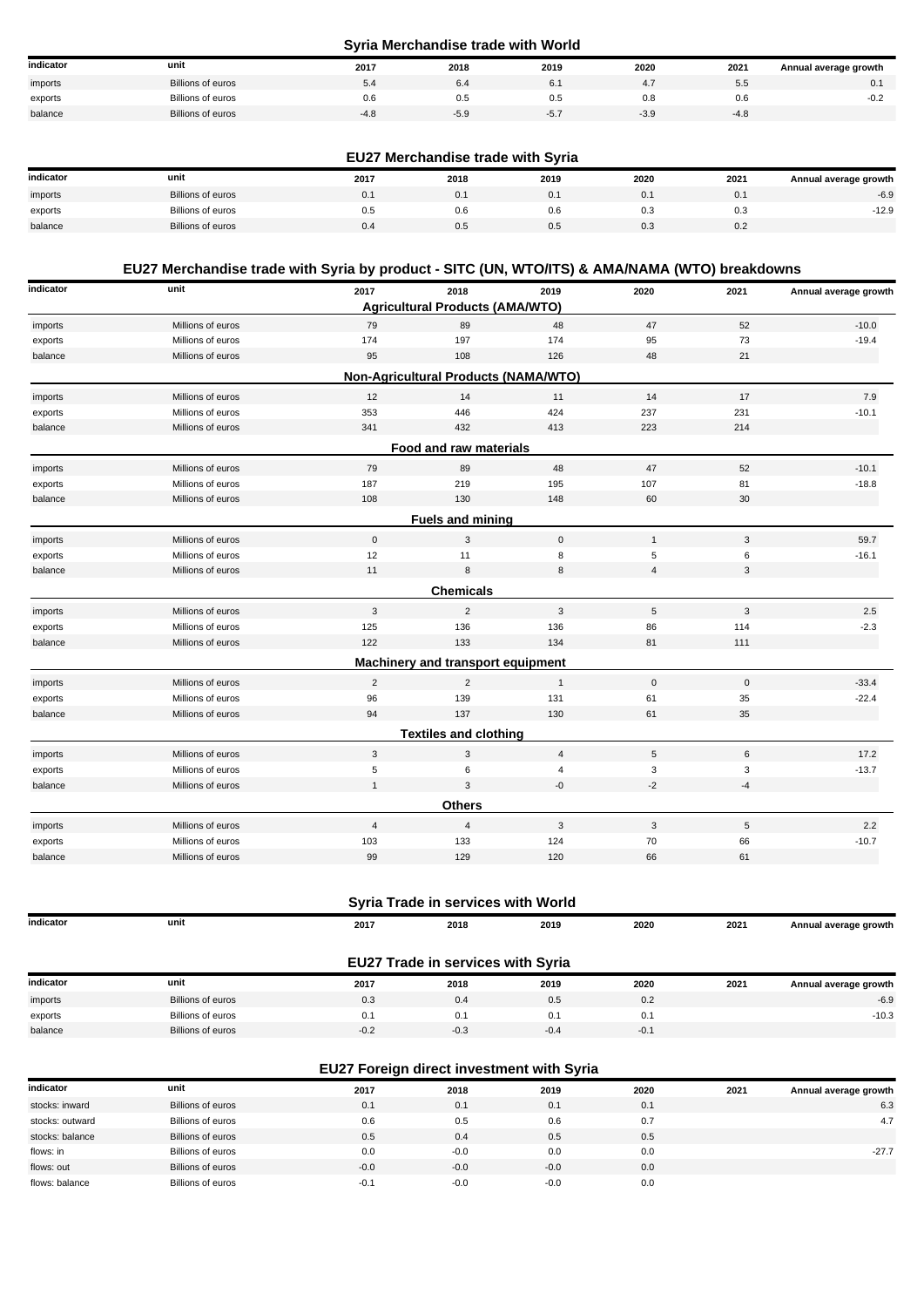### Syria Merchandise trade with World

| indicator | unit | 2017 | 2018 | 2019 | 2020 | 2021 | Annual average growth |
|---|---|---|---|---|---|---|---|
| imports | Billions of euros | 5.4 | 6.4 | 6.1 | 4.7 | 5.5 | 0.1 |
| exports | Billions of euros | 0.6 | 0.5 | 0.5 | 0.8 | 0.6 | -0.2 |
| balance | Billions of euros | -4.8 | -5.9 | -5.7 | -3.9 | -4.8 | |

### EU27 Merchandise trade with Syria

| indicator | unit | 2017 | 2018 | 2019 | 2020 | 2021 | Annual average growth |
|---|---|---|---|---|---|---|---|
| imports | Billions of euros | 0.1 | 0.1 | 0.1 | 0.1 | 0.1 | -6.9 |
| exports | Billions of euros | 0.5 | 0.6 | 0.6 | 0.3 | 0.3 | -12.9 |
| balance | Billions of euros | 0.4 | 0.5 | 0.5 | 0.3 | 0.2 | |

### EU27 Merchandise trade with Syria by product - SITC (UN, WTO/ITS) & AMA/NAMA (WTO) breakdowns

| indicator | unit | 2017 | 2018 | 2019 | 2020 | 2021 | Annual average growth |
|---|---|---|---|---|---|---|---|
| **Agricultural Products (AMA/WTO)** | | | | | | | |
| imports | Millions of euros | 79 | 89 | 48 | 47 | 52 | -10.0 |
| exports | Millions of euros | 174 | 197 | 174 | 95 | 73 | -19.4 |
| balance | Millions of euros | 95 | 108 | 126 | 48 | 21 | |
| **Non-Agricultural Products (NAMA/WTO)** | | | | | | | |
| imports | Millions of euros | 12 | 14 | 11 | 14 | 17 | 7.9 |
| exports | Millions of euros | 353 | 446 | 424 | 237 | 231 | -10.1 |
| balance | Millions of euros | 341 | 432 | 413 | 223 | 214 | |
| **Food and raw materials** | | | | | | | |
| imports | Millions of euros | 79 | 89 | 48 | 47 | 52 | -10.1 |
| exports | Millions of euros | 187 | 219 | 195 | 107 | 81 | -18.8 |
| balance | Millions of euros | 108 | 130 | 148 | 60 | 30 | |
| **Fuels and mining** | | | | | | | |
| imports | Millions of euros | 0 | 3 | 0 | 1 | 3 | 59.7 |
| exports | Millions of euros | 12 | 11 | 8 | 5 | 6 | -16.1 |
| balance | Millions of euros | 11 | 8 | 8 | 4 | 3 | |
| **Chemicals** | | | | | | | |
| imports | Millions of euros | 3 | 2 | 3 | 5 | 3 | 2.5 |
| exports | Millions of euros | 125 | 136 | 136 | 86 | 114 | -2.3 |
| balance | Millions of euros | 122 | 133 | 134 | 81 | 111 | |
| **Machinery and transport equipment** | | | | | | | |
| imports | Millions of euros | 2 | 2 | 1 | 0 | 0 | -33.4 |
| exports | Millions of euros | 96 | 139 | 131 | 61 | 35 | -22.4 |
| balance | Millions of euros | 94 | 137 | 130 | 61 | 35 | |
| **Textiles and clothing** | | | | | | | |
| imports | Millions of euros | 3 | 3 | 4 | 5 | 6 | 17.2 |
| exports | Millions of euros | 5 | 6 | 4 | 3 | 3 | -13.7 |
| balance | Millions of euros | 1 | 3 | -0 | -2 | -4 | |
| **Others** | | | | | | | |
| imports | Millions of euros | 4 | 4 | 3 | 3 | 5 | 2.2 |
| exports | Millions of euros | 103 | 133 | 124 | 70 | 66 | -10.7 |
| balance | Millions of euros | 99 | 129 | 120 | 66 | 61 | |

### Syria Trade in services with World

| indicator | unit | 2017 | 2018 | 2019 | 2020 | 2021 | Annual average growth |
|---|---|---|---|---|---|---|---|

### EU27 Trade in services with Syria

| indicator | unit | 2017 | 2018 | 2019 | 2020 | 2021 | Annual average growth |
|---|---|---|---|---|---|---|---|
| imports | Billions of euros | 0.3 | 0.4 | 0.5 | 0.2 | | -6.9 |
| exports | Billions of euros | 0.1 | 0.1 | 0.1 | 0.1 | | -10.3 |
| balance | Billions of euros | -0.2 | -0.3 | -0.4 | -0.1 | | |

### EU27 Foreign direct investment with Syria

| indicator | unit | 2017 | 2018 | 2019 | 2020 | 2021 | Annual average growth |
|---|---|---|---|---|---|---|---|
| stocks: inward | Billions of euros | 0.1 | 0.1 | 0.1 | 0.1 | | 6.3 |
| stocks: outward | Billions of euros | 0.6 | 0.5 | 0.6 | 0.7 | | 4.7 |
| stocks: balance | Billions of euros | 0.5 | 0.4 | 0.5 | 0.5 | | |
| flows: in | Billions of euros | 0.0 | -0.0 | 0.0 | 0.0 | | -27.7 |
| flows: out | Billions of euros | -0.0 | -0.0 | -0.0 | 0.0 | | |
| flows: balance | Billions of euros | -0.1 | -0.0 | -0.0 | 0.0 | | |